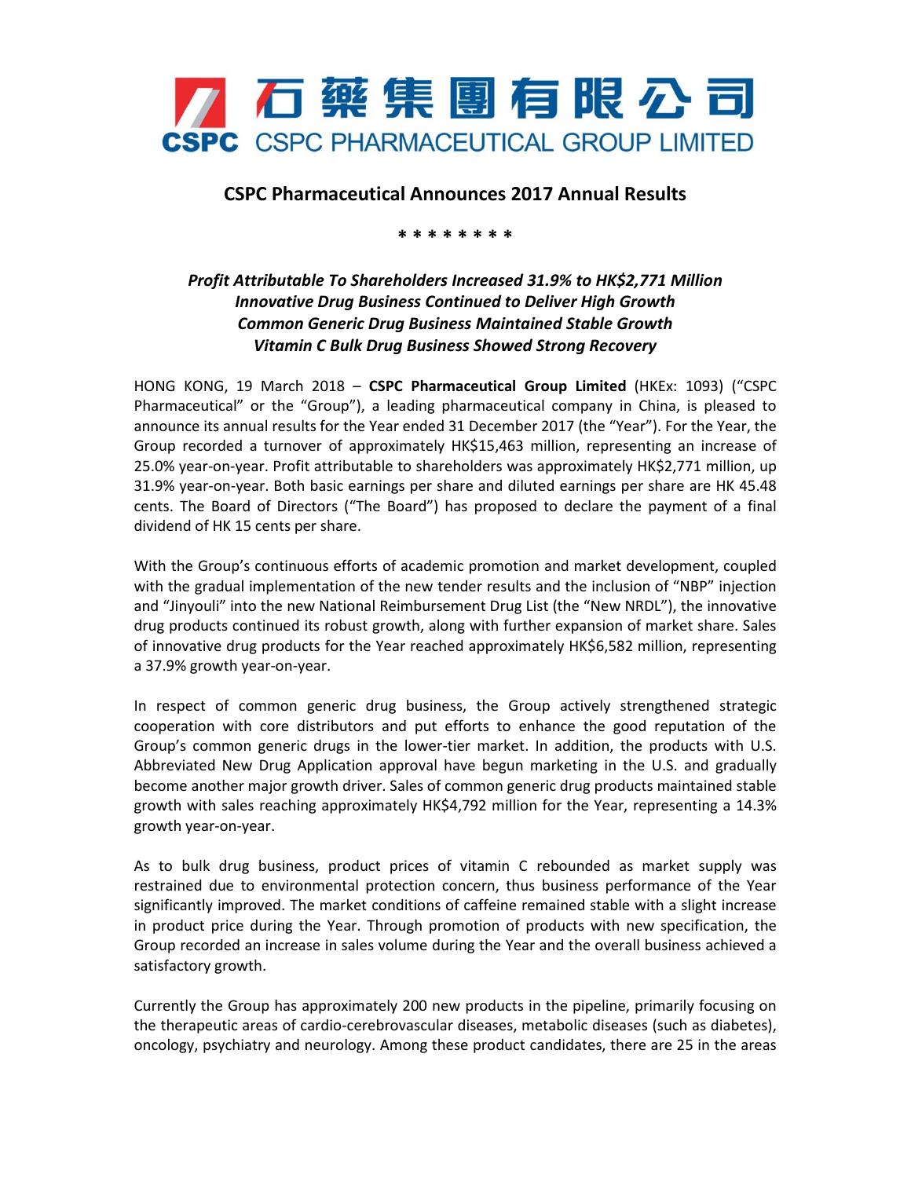石藥集團有限公司
**CSPC** CSPC PHARMACEUTICAL GROUP LIMITED

# CSPC Pharmaceutical Announces 2017 Annual Results

\* \* \* \* \* \* \* \*

***Profit Attributable To Shareholders Increased 31.9% to HK$2,771 Million***
***Innovative Drug Business Continued to Deliver High Growth***
***Common Generic Drug Business Maintained Stable Growth***
***Vitamin C Bulk Drug Business Showed Strong Recovery***

HONG KONG, 19 March 2018 – **CSPC Pharmaceutical Group Limited** (HKEx: 1093) ("CSPC Pharmaceutical" or the "Group"), a leading pharmaceutical company in China, is pleased to announce its annual results for the Year ended 31 December 2017 (the "Year"). For the Year, the Group recorded a turnover of approximately HK$15,463 million, representing an increase of 25.0% year-on-year. Profit attributable to shareholders was approximately HK$2,771 million, up 31.9% year-on-year. Both basic earnings per share and diluted earnings per share are HK 45.48 cents. The Board of Directors ("The Board") has proposed to declare the payment of a final dividend of HK 15 cents per share.

With the Group's continuous efforts of academic promotion and market development, coupled with the gradual implementation of the new tender results and the inclusion of "NBP" injection and "Jinyouli" into the new National Reimbursement Drug List (the "New NRDL"), the innovative drug products continued its robust growth, along with further expansion of market share. Sales of innovative drug products for the Year reached approximately HK$6,582 million, representing a 37.9% growth year-on-year.

In respect of common generic drug business, the Group actively strengthened strategic cooperation with core distributors and put efforts to enhance the good reputation of the Group's common generic drugs in the lower-tier market. In addition, the products with U.S. Abbreviated New Drug Application approval have begun marketing in the U.S. and gradually become another major growth driver. Sales of common generic drug products maintained stable growth with sales reaching approximately HK$4,792 million for the Year, representing a 14.3% growth year-on-year.

As to bulk drug business, product prices of vitamin C rebounded as market supply was restrained due to environmental protection concern, thus business performance of the Year significantly improved. The market conditions of caffeine remained stable with a slight increase in product price during the Year. Through promotion of products with new specification, the Group recorded an increase in sales volume during the Year and the overall business achieved a satisfactory growth.

Currently the Group has approximately 200 new products in the pipeline, primarily focusing on the therapeutic areas of cardio-cerebrovascular diseases, metabolic diseases (such as diabetes), oncology, psychiatry and neurology. Among these product candidates, there are 25 in the areas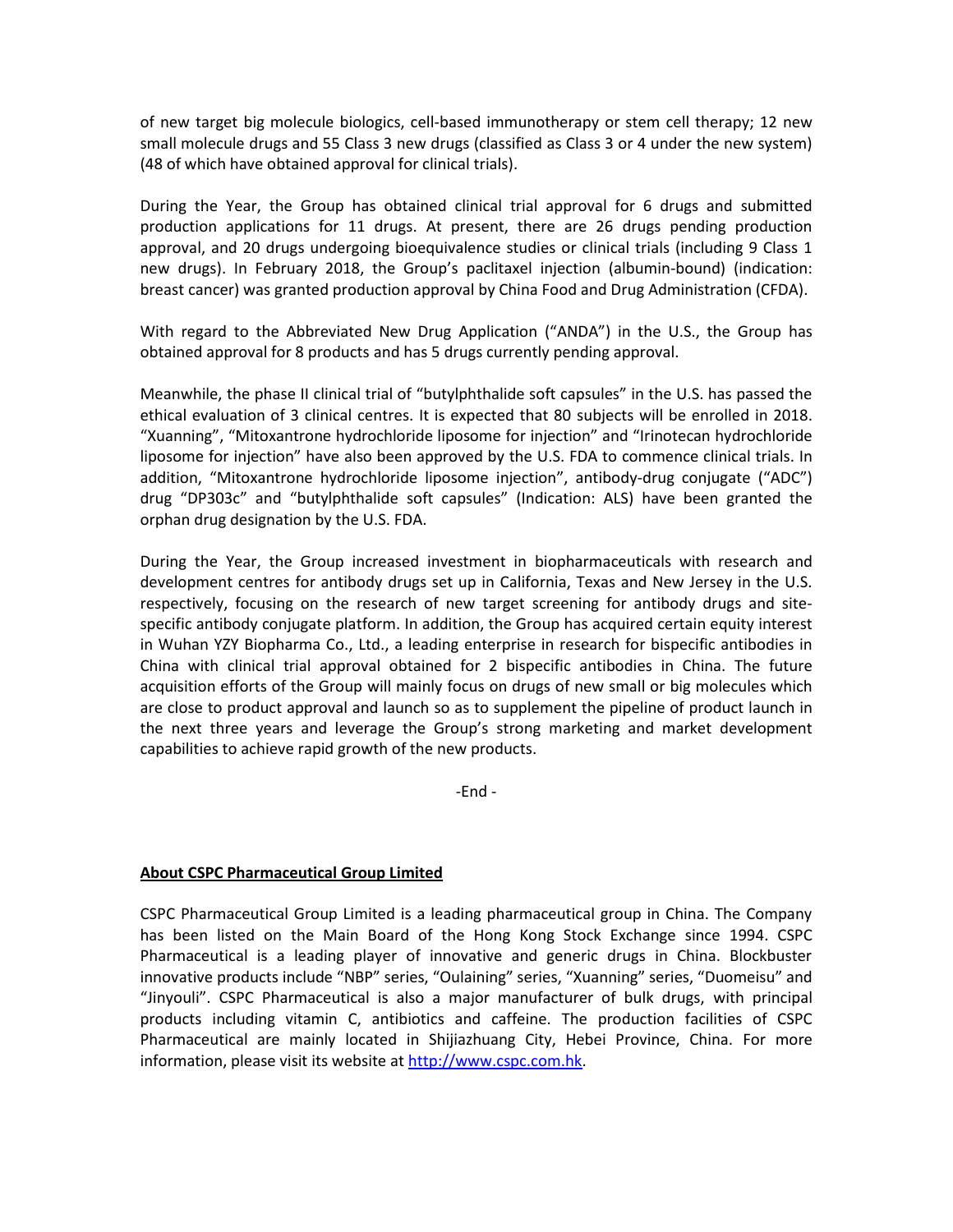of new target big molecule biologics, cell-based immunotherapy or stem cell therapy; 12 new small molecule drugs and 55 Class 3 new drugs (classified as Class 3 or 4 under the new system) (48 of which have obtained approval for clinical trials).

During the Year, the Group has obtained clinical trial approval for 6 drugs and submitted production applications for 11 drugs. At present, there are 26 drugs pending production approval, and 20 drugs undergoing bioequivalence studies or clinical trials (including 9 Class 1 new drugs). In February 2018, the Group's paclitaxel injection (albumin-bound) (indication: breast cancer) was granted production approval by China Food and Drug Administration (CFDA).

With regard to the Abbreviated New Drug Application ("ANDA") in the U.S., the Group has obtained approval for 8 products and has 5 drugs currently pending approval.

Meanwhile, the phase II clinical trial of "butylphthalide soft capsules" in the U.S. has passed the ethical evaluation of 3 clinical centres. It is expected that 80 subjects will be enrolled in 2018. "Xuanning", "Mitoxantrone hydrochloride liposome for injection" and "Irinotecan hydrochloride liposome for injection" have also been approved by the U.S. FDA to commence clinical trials. In addition, "Mitoxantrone hydrochloride liposome injection", antibody-drug conjugate ("ADC") drug "DP303c" and "butylphthalide soft capsules" (Indication: ALS) have been granted the orphan drug designation by the U.S. FDA.

During the Year, the Group increased investment in biopharmaceuticals with research and development centres for antibody drugs set up in California, Texas and New Jersey in the U.S. respectively, focusing on the research of new target screening for antibody drugs and site-specific antibody conjugate platform. In addition, the Group has acquired certain equity interest in Wuhan YZY Biopharma Co., Ltd., a leading enterprise in research for bispecific antibodies in China with clinical trial approval obtained for 2 bispecific antibodies in China. The future acquisition efforts of the Group will mainly focus on drugs of new small or big molecules which are close to product approval and launch so as to supplement the pipeline of product launch in the next three years and leverage the Group's strong marketing and market development capabilities to achieve rapid growth of the new products.

-End -

**About CSPC Pharmaceutical Group Limited**

CSPC Pharmaceutical Group Limited is a leading pharmaceutical group in China. The Company has been listed on the Main Board of the Hong Kong Stock Exchange since 1994. CSPC Pharmaceutical is a leading player of innovative and generic drugs in China. Blockbuster innovative products include "NBP" series, "Oulaining" series, "Xuanning" series, "Duomeisu" and "Jinyouli". CSPC Pharmaceutical is also a major manufacturer of bulk drugs, with principal products including vitamin C, antibiotics and caffeine. The production facilities of CSPC Pharmaceutical are mainly located in Shijiazhuang City, Hebei Province, China. For more information, please visit its website at http://www.cspc.com.hk.